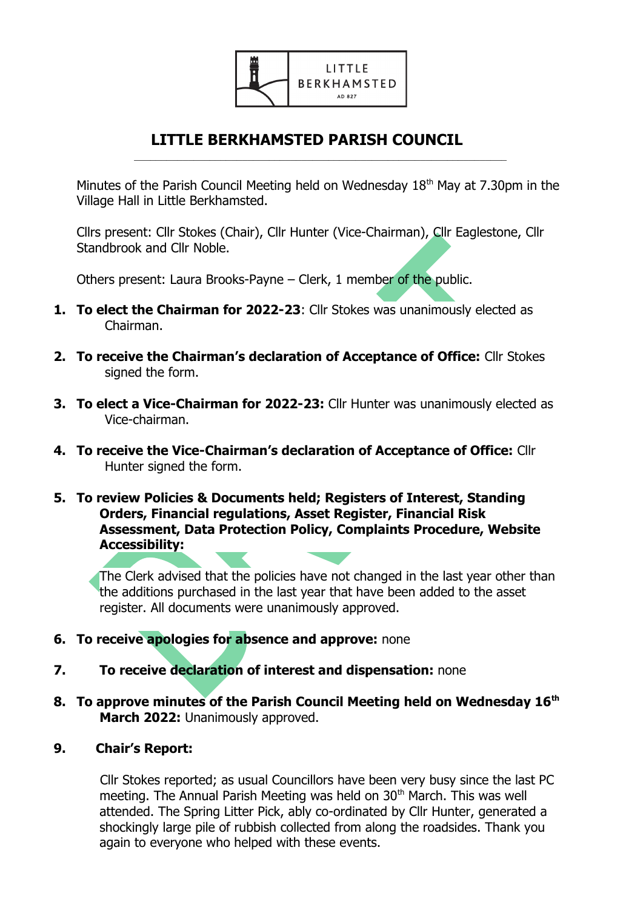LITTLE BERKHAMSTED AD 827

# LITTLE BERKHAMSTED PARISH COUNCIL

Minutes of the Parish Council Meeting held on Wednesday 18th May at 7.30pm in the Village Hall in Little Berkhamsted.

Cllrs present: Cllr Stokes (Chair), Cllr Hunter (Vice-Chairman), Cllr Eaglestone, Cllr Standbrook and Cllr Noble.

Others present: Laura Brooks-Payne – Clerk, 1 member of the public.

1. **To elect the Chairman for 2022-23**: Cllr Stokes was unanimously elected as Chairman.

2. **To receive the Chairman's declaration of Acceptance of Office:** Cllr Stokes signed the form.

3. **To elect a Vice-Chairman for 2022-23:** Cllr Hunter was unanimously elected as Vice-chairman.

4. **To receive the Vice-Chairman's declaration of Acceptance of Office:** Cllr Hunter signed the form.

5. **To review Policies & Documents held; Registers of Interest, Standing Orders, Financial regulations, Asset Register, Financial Risk Assessment, Data Protection Policy, Complaints Procedure, Website Accessibility:**

   The Clerk advised that the policies have not changed in the last year other than the additions purchased in the last year that have been added to the asset register. All documents were unanimously approved.

6. **To receive apologies for absence and approve:** none

7. **To receive declaration of interest and dispensation:** none

8. **To approve minutes of the Parish Council Meeting held on Wednesday 16th March 2022:** Unanimously approved.

9. **Chair's Report:**

   Cllr Stokes reported; as usual Councillors have been very busy since the last PC meeting. The Annual Parish Meeting was held on 30th March. This was well attended. The Spring Litter Pick, ably co-ordinated by Cllr Hunter, generated a shockingly large pile of rubbish collected from along the roadsides. Thank you again to everyone who helped with these events.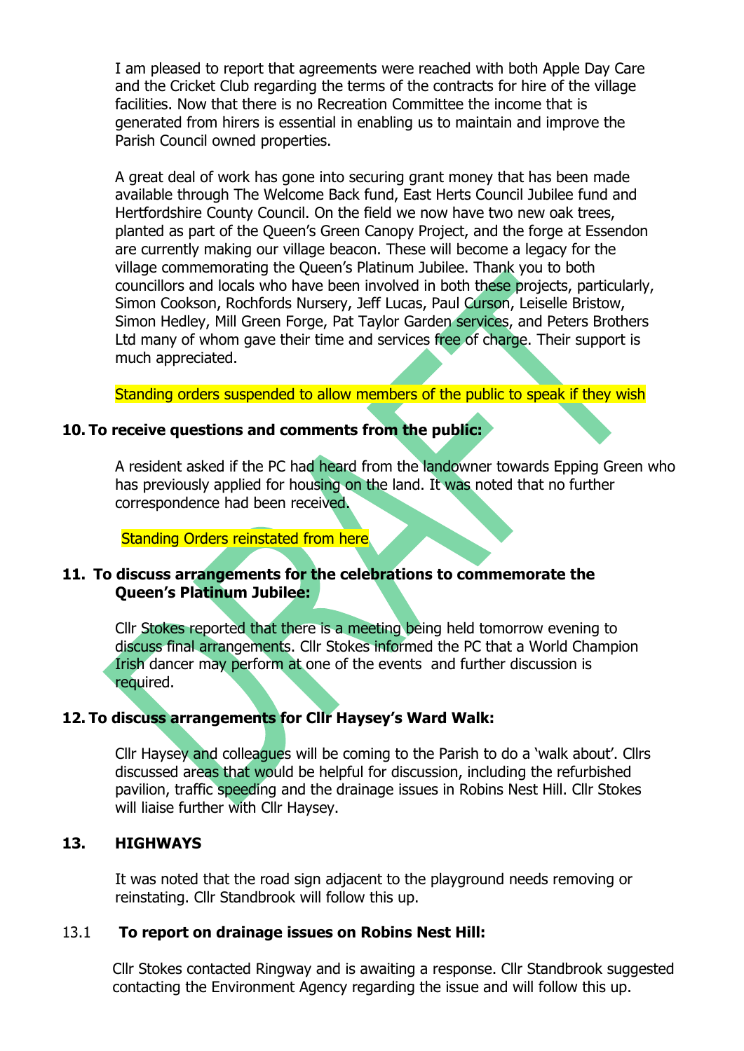I am pleased to report that agreements were reached with both Apple Day Care and the Cricket Club regarding the terms of the contracts for hire of the village facilities. Now that there is no Recreation Committee the income that is generated from hirers is essential in enabling us to maintain and improve the Parish Council owned properties.

A great deal of work has gone into securing grant money that has been made available through The Welcome Back fund, East Herts Council Jubilee fund and Hertfordshire County Council. On the field we now have two new oak trees, planted as part of the Queen's Green Canopy Project, and the forge at Essendon are currently making our village beacon. These will become a legacy for the village commemorating the Queen's Platinum Jubilee. Thank you to both councillors and locals who have been involved in both these projects, particularly, Simon Cookson, Rochfords Nursery, Jeff Lucas, Paul Curson, Leiselle Bristow, Simon Hedley, Mill Green Forge, Pat Taylor Garden services, and Peters Brothers Ltd many of whom gave their time and services free of charge. Their support is much appreciated.

Standing orders suspended to allow members of the public to speak if they wish

**10. To receive questions and comments from the public:**

A resident asked if the PC had heard from the landowner towards Epping Green who has previously applied for housing on the land. It was noted that no further correspondence had been received.

Standing Orders reinstated from here

**11. To discuss arrangements for the celebrations to commemorate the Queen's Platinum Jubilee:**

Cllr Stokes reported that there is a meeting being held tomorrow evening to discuss final arrangements. Cllr Stokes informed the PC that a World Champion Irish dancer may perform at one of the events and further discussion is required.

**12. To discuss arrangements for Cllr Haysey's Ward Walk:**

Cllr Haysey and colleagues will be coming to the Parish to do a 'walk about'. Cllrs discussed areas that would be helpful for discussion, including the refurbished pavilion, traffic speeding and the drainage issues in Robins Nest Hill. Cllr Stokes will liaise further with Cllr Haysey.

**13. HIGHWAYS**

It was noted that the road sign adjacent to the playground needs removing or reinstating. Cllr Standbrook will follow this up.

13.1 **To report on drainage issues on Robins Nest Hill:**

Cllr Stokes contacted Ringway and is awaiting a response. Cllr Standbrook suggested contacting the Environment Agency regarding the issue and will follow this up.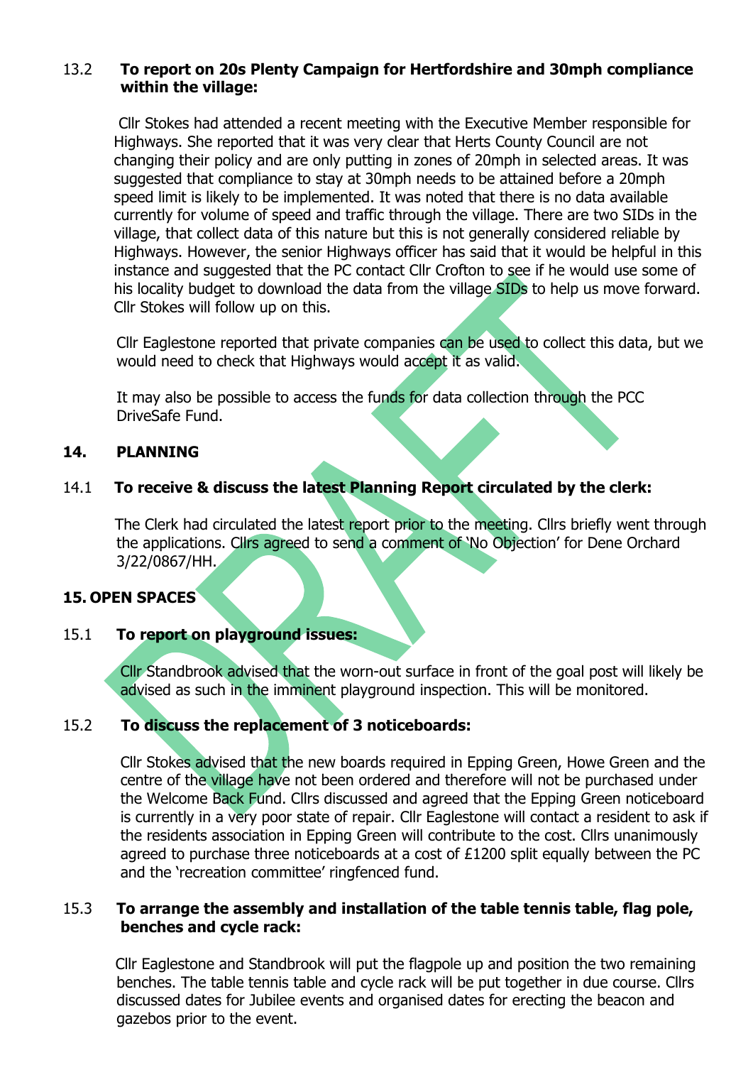13.2 **To report on 20s Plenty Campaign for Hertfordshire and 30mph compliance within the village:**

Cllr Stokes had attended a recent meeting with the Executive Member responsible for Highways. She reported that it was very clear that Herts County Council are not changing their policy and are only putting in zones of 20mph in selected areas. It was suggested that compliance to stay at 30mph needs to be attained before a 20mph speed limit is likely to be implemented. It was noted that there is no data available currently for volume of speed and traffic through the village. There are two SIDs in the village, that collect data of this nature but this is not generally considered reliable by Highways. However, the senior Highways officer has said that it would be helpful in this instance and suggested that the PC contact Cllr Crofton to see if he would use some of his locality budget to download the data from the village SIDs to help us move forward. Cllr Stokes will follow up on this.

Cllr Eaglestone reported that private companies can be used to collect this data, but we would need to check that Highways would accept it as valid.

It may also be possible to access the funds for data collection through the PCC DriveSafe Fund.

## 14. PLANNING

14.1 **To receive & discuss the latest Planning Report circulated by the clerk:**

The Clerk had circulated the latest report prior to the meeting. Cllrs briefly went through the applications. Cllrs agreed to send a comment of 'No Objection' for Dene Orchard 3/22/0867/HH.

## 15. OPEN SPACES

15.1 **To report on playground issues:**

Cllr Standbrook advised that the worn-out surface in front of the goal post will likely be advised as such in the imminent playground inspection. This will be monitored.

15.2 **To discuss the replacement of 3 noticeboards:**

Cllr Stokes advised that the new boards required in Epping Green, Howe Green and the centre of the village have not been ordered and therefore will not be purchased under the Welcome Back Fund. Cllrs discussed and agreed that the Epping Green noticeboard is currently in a very poor state of repair. Cllr Eaglestone will contact a resident to ask if the residents association in Epping Green will contribute to the cost. Cllrs unanimously agreed to purchase three noticeboards at a cost of £1200 split equally between the PC and the 'recreation committee' ringfenced fund.

15.3 **To arrange the assembly and installation of the table tennis table, flag pole, benches and cycle rack:**

Cllr Eaglestone and Standbrook will put the flagpole up and position the two remaining benches. The table tennis table and cycle rack will be put together in due course. Cllrs discussed dates for Jubilee events and organised dates for erecting the beacon and gazebos prior to the event.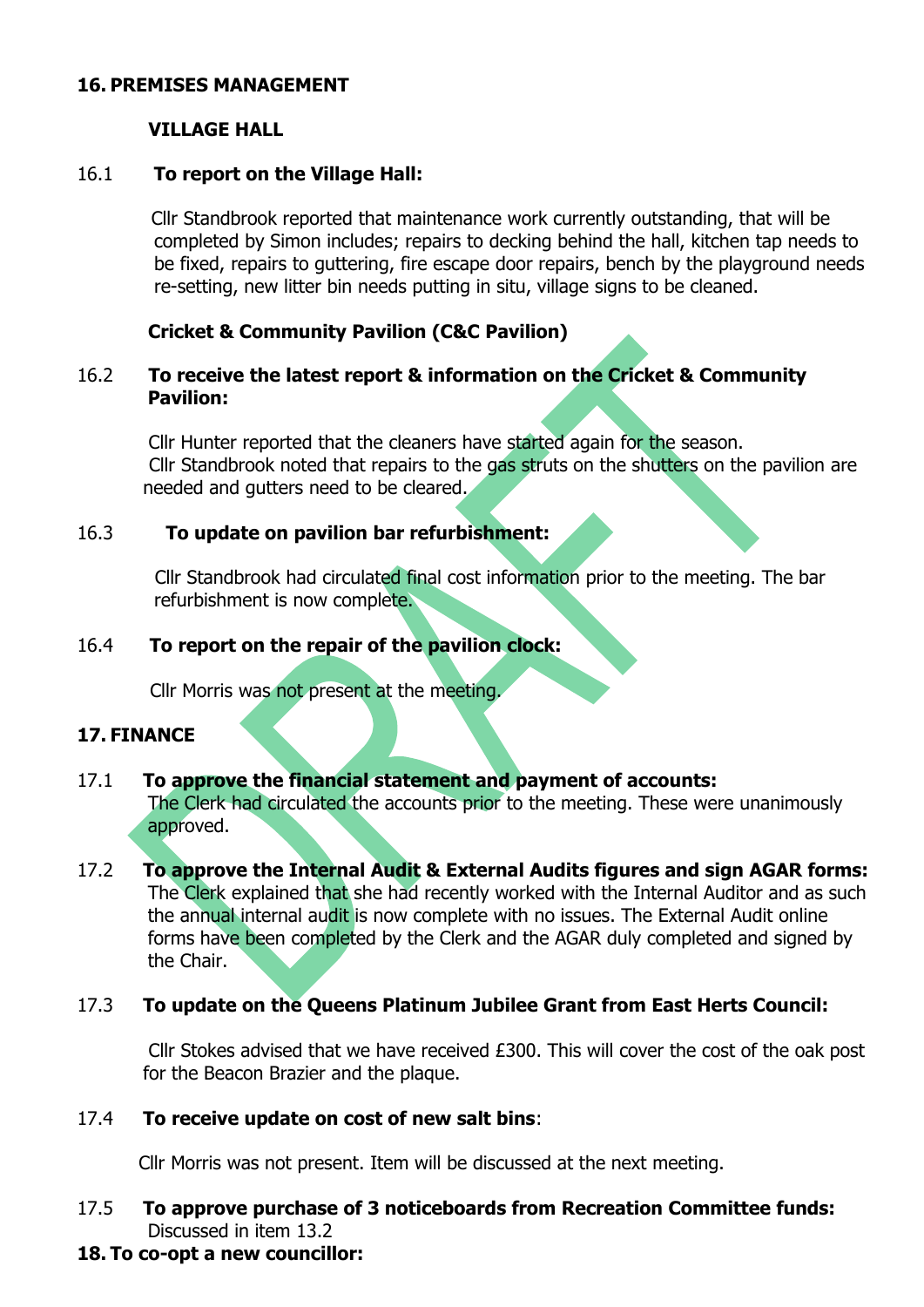## 16. PREMISES MANAGEMENT

### VILLAGE HALL

16.1 **To report on the Village Hall:**

Cllr Standbrook reported that maintenance work currently outstanding, that will be completed by Simon includes; repairs to decking behind the hall, kitchen tap needs to be fixed, repairs to guttering, fire escape door repairs, bench by the playground needs re-setting, new litter bin needs putting in situ, village signs to be cleaned.

### Cricket & Community Pavilion (C&C Pavilion)

16.2 **To receive the latest report & information on the Cricket & Community Pavilion:**

Cllr Hunter reported that the cleaners have started again for the season. Cllr Standbrook noted that repairs to the gas struts on the shutters on the pavilion are needed and gutters need to be cleared.

16.3 **To update on pavilion bar refurbishment:**

Cllr Standbrook had circulated final cost information prior to the meeting. The bar refurbishment is now complete.

16.4 **To report on the repair of the pavilion clock:**

Cllr Morris was not present at the meeting.

## 17. FINANCE

17.1 **To approve the financial statement and payment of accounts:**
The Clerk had circulated the accounts prior to the meeting. These were unanimously approved.

17.2 **To approve the Internal Audit & External Audits figures and sign AGAR forms:**
The Clerk explained that she had recently worked with the Internal Auditor and as such the annual internal audit is now complete with no issues. The External Audit online forms have been completed by the Clerk and the AGAR duly completed and signed by the Chair.

17.3 **To update on the Queens Platinum Jubilee Grant from East Herts Council:**

Cllr Stokes advised that we have received £300. This will cover the cost of the oak post for the Beacon Brazier and the plaque.

17.4 **To receive update on cost of new salt bins**:

Cllr Morris was not present. Item will be discussed at the next meeting.

17.5 **To approve purchase of 3 noticeboards from Recreation Committee funds:**
Discussed in item 13.2

## 18. To co-opt a new councillor: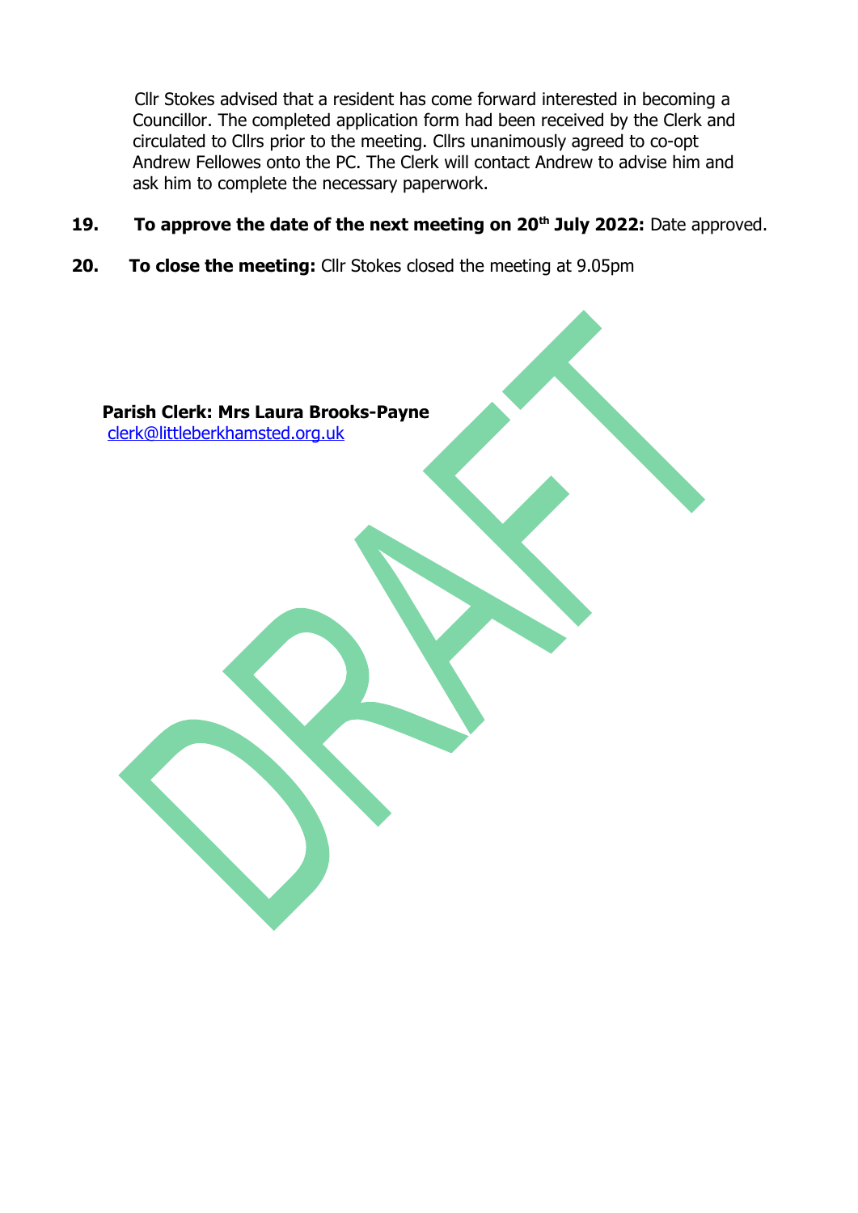Cllr Stokes advised that a resident has come forward interested in becoming a Councillor. The completed application form had been received by the Clerk and circulated to Cllrs prior to the meeting. Cllrs unanimously agreed to co-opt Andrew Fellowes onto the PC. The Clerk will contact Andrew to advise him and ask him to complete the necessary paperwork.

**19. To approve the date of the next meeting on 20th July 2022:** Date approved.

**20. To close the meeting:** Cllr Stokes closed the meeting at 9.05pm

DRAFT

**Parish Clerk: Mrs Laura Brooks-Payne**
clerk@littleberkhamsted.org.uk